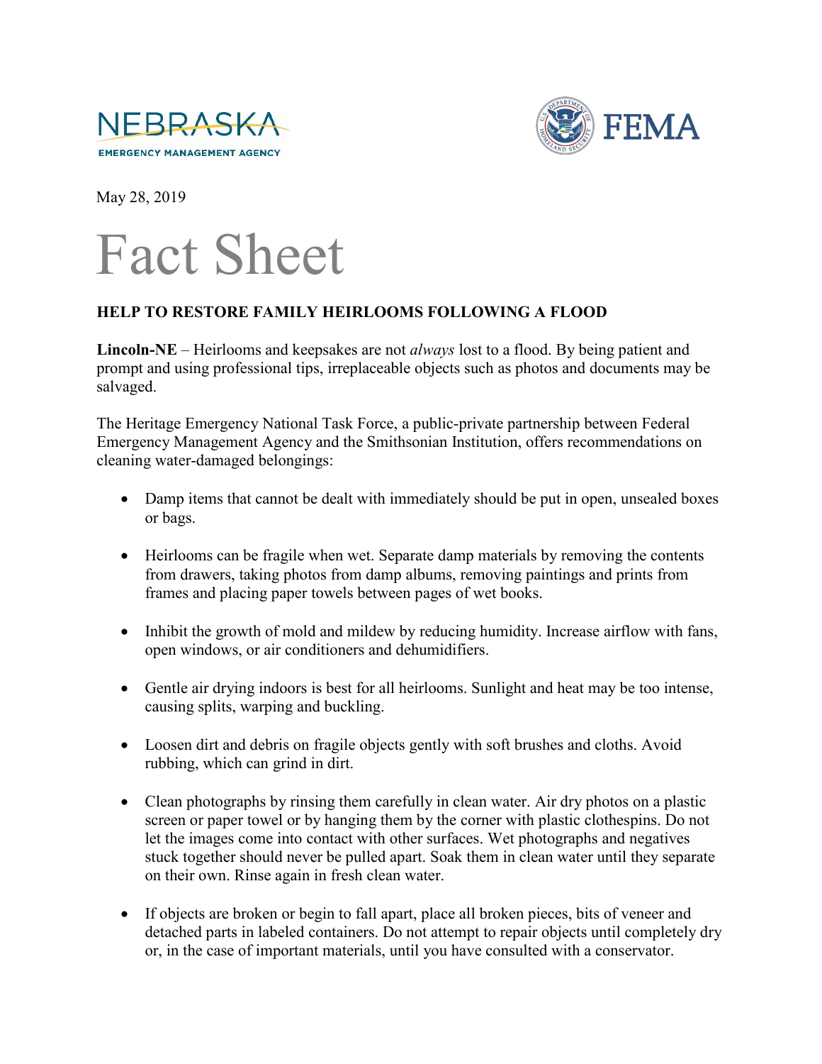NEBRASKA
EMERGENCY MANAGEMENT AGENCY

FEMA

May 28, 2019

# Fact Sheet

## HELP TO RESTORE FAMILY HEIRLOOMS FOLLOWING A FLOOD

**Lincoln-NE** – Heirlooms and keepsakes are not *always* lost to a flood. By being patient and prompt and using professional tips, irreplaceable objects such as photos and documents may be salvaged.

The Heritage Emergency National Task Force, a public-private partnership between Federal Emergency Management Agency and the Smithsonian Institution, offers recommendations on cleaning water-damaged belongings:

- Damp items that cannot be dealt with immediately should be put in open, unsealed boxes or bags.
- Heirlooms can be fragile when wet. Separate damp materials by removing the contents from drawers, taking photos from damp albums, removing paintings and prints from frames and placing paper towels between pages of wet books.
- Inhibit the growth of mold and mildew by reducing humidity. Increase airflow with fans, open windows, or air conditioners and dehumidifiers.
- Gentle air drying indoors is best for all heirlooms. Sunlight and heat may be too intense, causing splits, warping and buckling.
- Loosen dirt and debris on fragile objects gently with soft brushes and cloths. Avoid rubbing, which can grind in dirt.
- Clean photographs by rinsing them carefully in clean water. Air dry photos on a plastic screen or paper towel or by hanging them by the corner with plastic clothespins. Do not let the images come into contact with other surfaces. Wet photographs and negatives stuck together should never be pulled apart. Soak them in clean water until they separate on their own. Rinse again in fresh clean water.
- If objects are broken or begin to fall apart, place all broken pieces, bits of veneer and detached parts in labeled containers. Do not attempt to repair objects until completely dry or, in the case of important materials, until you have consulted with a conservator.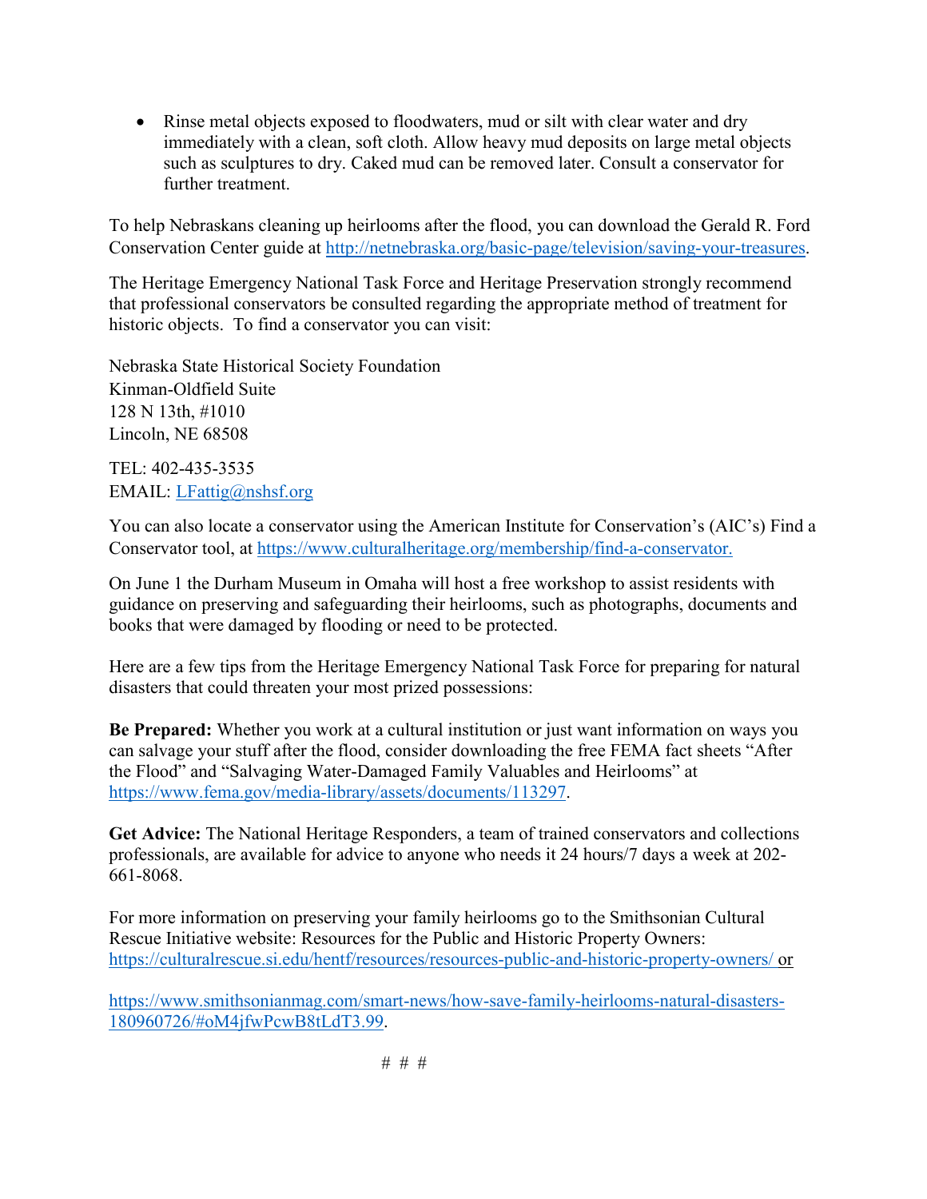- Rinse metal objects exposed to floodwaters, mud or silt with clear water and dry immediately with a clean, soft cloth. Allow heavy mud deposits on large metal objects such as sculptures to dry. Caked mud can be removed later. Consult a conservator for further treatment.

To help Nebraskans cleaning up heirlooms after the flood, you can download the Gerald R. Ford Conservation Center guide at http://netnebraska.org/basic-page/television/saving-your-treasures.

The Heritage Emergency National Task Force and Heritage Preservation strongly recommend that professional conservators be consulted regarding the appropriate method of treatment for historic objects. To find a conservator you can visit:

Nebraska State Historical Society Foundation  
Kinman-Oldfield Suite  
128 N 13th, #1010  
Lincoln, NE 68508

TEL: 402-435-3535  
EMAIL: LFattig@nshsf.org

You can also locate a conservator using the American Institute for Conservation's (AIC's) Find a Conservator tool, at https://www.culturalheritage.org/membership/find-a-conservator.

On June 1 the Durham Museum in Omaha will host a free workshop to assist residents with guidance on preserving and safeguarding their heirlooms, such as photographs, documents and books that were damaged by flooding or need to be protected.

Here are a few tips from the Heritage Emergency National Task Force for preparing for natural disasters that could threaten your most prized possessions:

**Be Prepared:** Whether you work at a cultural institution or just want information on ways you can salvage your stuff after the flood, consider downloading the free FEMA fact sheets "After the Flood" and "Salvaging Water-Damaged Family Valuables and Heirlooms" at https://www.fema.gov/media-library/assets/documents/113297.

**Get Advice:** The National Heritage Responders, a team of trained conservators and collections professionals, are available for advice to anyone who needs it 24 hours/7 days a week at 202-661-8068.

For more information on preserving your family heirlooms go to the Smithsonian Cultural Rescue Initiative website: Resources for the Public and Historic Property Owners: https://culturalrescue.si.edu/hentf/resources/resources-public-and-historic-property-owners/ or

https://www.smithsonianmag.com/smart-news/how-save-family-heirlooms-natural-disasters-180960726/#oM4jfwPcwB8tLdT3.99.

# # #